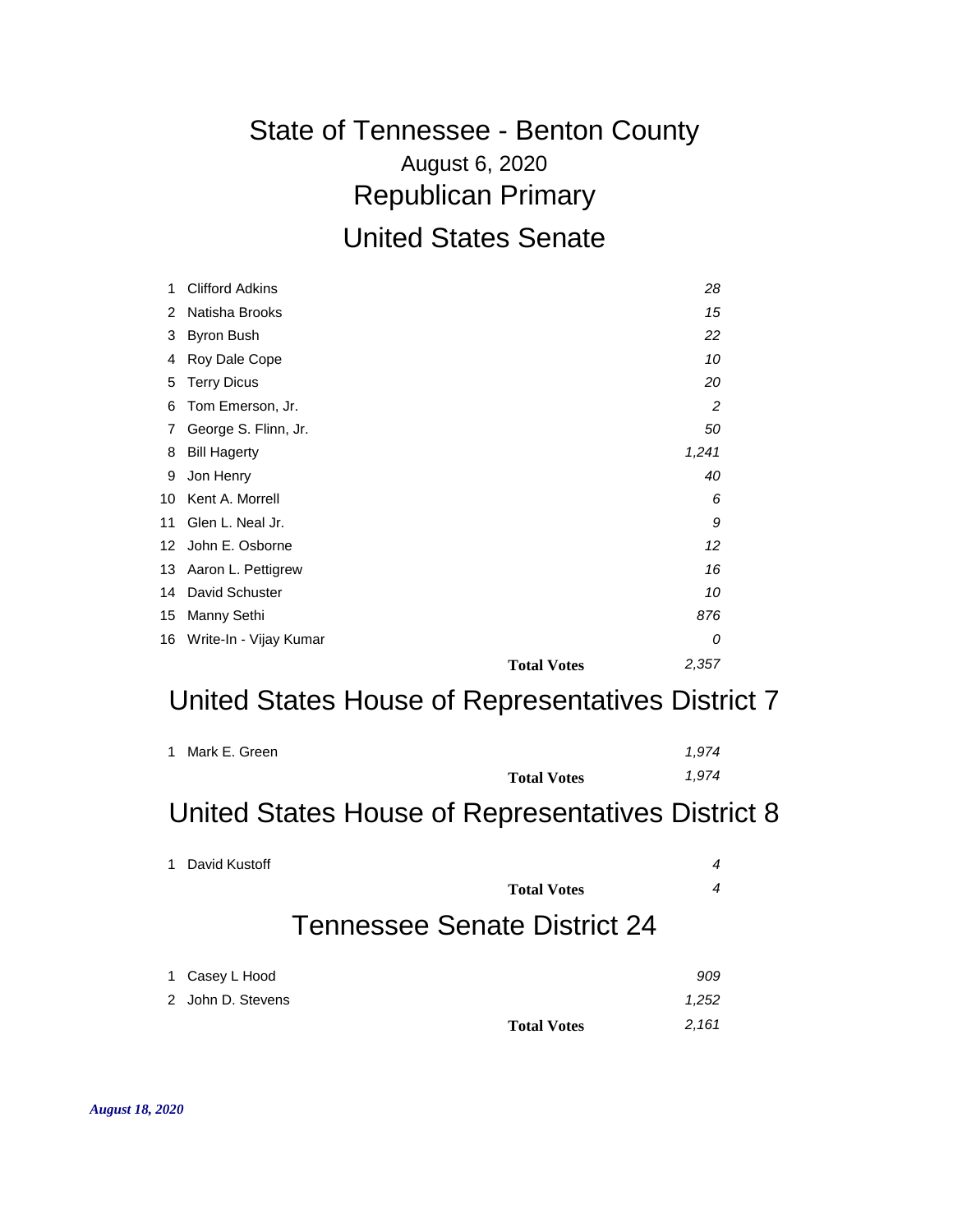# State of Tennessee - Benton County

August 6, 2020

## Republican Primary

## United States Senate

| # | Candidate | Votes |
|---|---|---|
| 1 | Clifford Adkins | *28* |
| 2 | Natisha Brooks | *15* |
| 3 | Byron Bush | *22* |
| 4 | Roy Dale Cope | *10* |
| 5 | Terry Dicus | *20* |
| 6 | Tom Emerson, Jr. | *2* |
| 7 | George S. Flinn, Jr. | *50* |
| 8 | Bill Hagerty | *1,241* |
| 9 | Jon Henry | *40* |
| 10 | Kent A. Morrell | *6* |
| 11 | Glen L. Neal Jr. | *9* |
| 12 | John E. Osborne | *12* |
| 13 | Aaron L. Pettigrew | *16* |
| 14 | David Schuster | *10* |
| 15 | Manny Sethi | *876* |
| 16 | Write-In - Vijay Kumar | *0* |
| | **Total Votes** | *2,357* |

## United States House of Representatives District 7

| # | Candidate | Votes |
|---|---|---|
| 1 | Mark E. Green | *1,974* |
| | **Total Votes** | *1,974* |

## United States House of Representatives District 8

| # | Candidate | Votes |
|---|---|---|
| 1 | David Kustoff | *4* |
| | **Total Votes** | *4* |

## Tennessee Senate District 24

| # | Candidate | Votes |
|---|---|---|
| 1 | Casey L Hood | *909* |
| 2 | John D. Stevens | *1,252* |
| | **Total Votes** | *2,161* |

***August 18, 2020***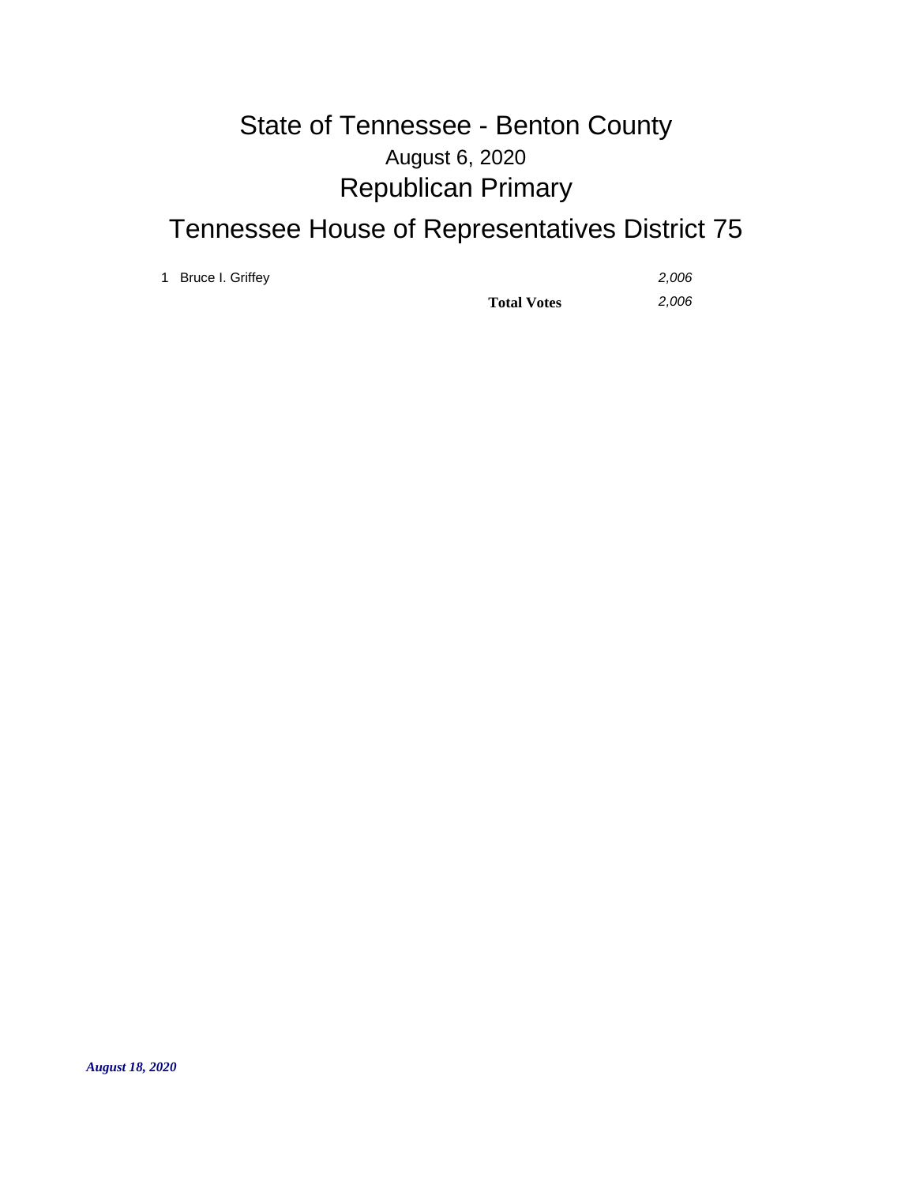# State of Tennessee - Benton County

## August 6, 2020

## Republican Primary

# Tennessee House of Representatives District 75

| | Candidate | Votes |
|---|---|---|
| 1 | Bruce I. Griffey | *2,006* |
| | **Total Votes** | *2,006* |

***August 18, 2020***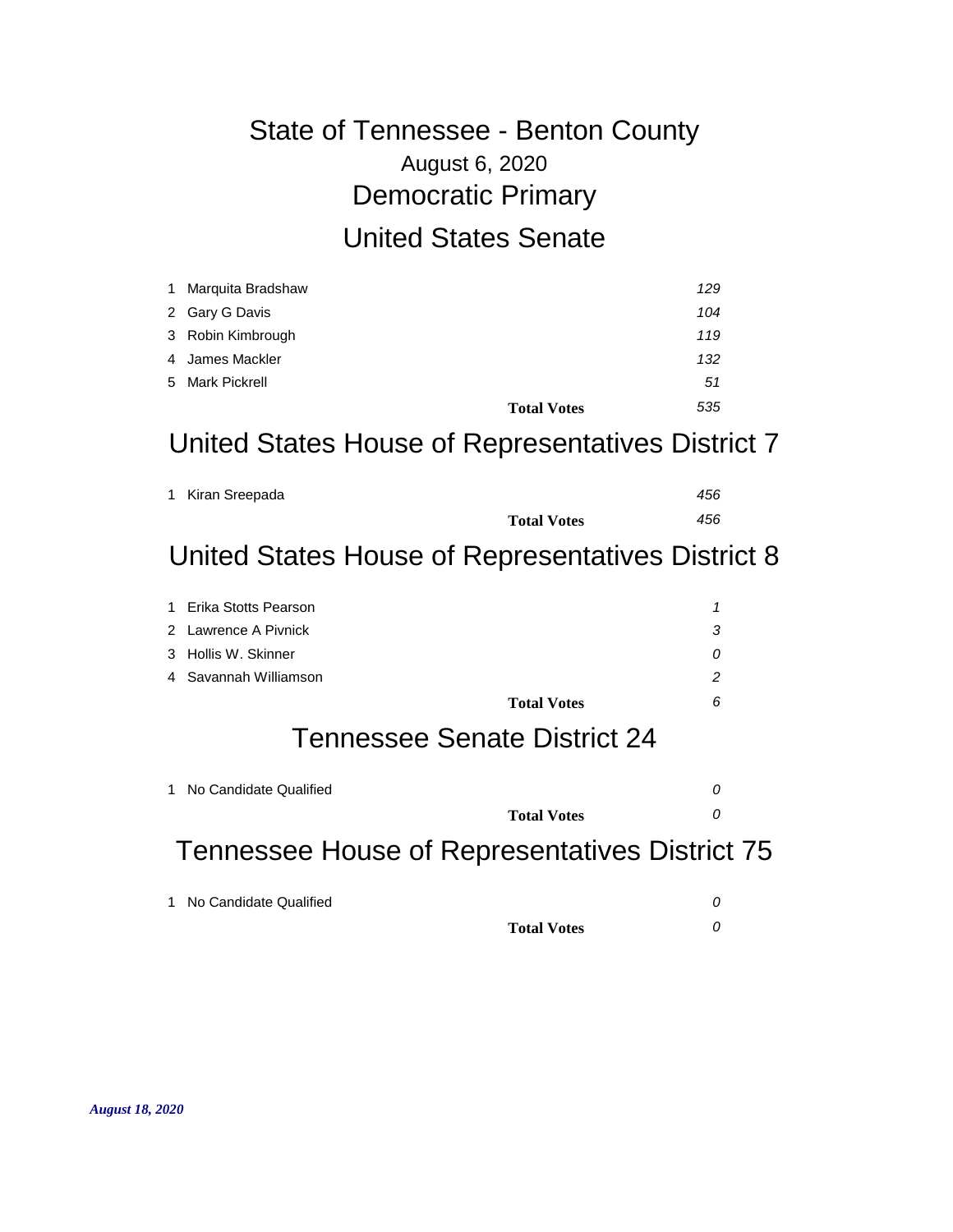# State of Tennessee - Benton County

August 6, 2020

## Democratic Primary

### United States Senate

| # | Candidate | Votes |
|---|---|---|
| 1 | Marquita Bradshaw | *129* |
| 2 | Gary G Davis | *104* |
| 3 | Robin Kimbrough | *119* |
| 4 | James Mackler | *132* |
| 5 | Mark Pickrell | *51* |
| | **Total Votes** | *535* |

### United States House of Representatives District 7

| # | Candidate | Votes |
|---|---|---|
| 1 | Kiran Sreepada | *456* |
| | **Total Votes** | *456* |

### United States House of Representatives District 8

| # | Candidate | Votes |
|---|---|---|
| 1 | Erika Stotts Pearson | *1* |
| 2 | Lawrence A Pivnick | *3* |
| 3 | Hollis W. Skinner | *0* |
| 4 | Savannah Williamson | *2* |
| | **Total Votes** | *6* |

### Tennessee Senate District 24

| # | Candidate | Votes |
|---|---|---|
| 1 | No Candidate Qualified | *0* |
| | **Total Votes** | *0* |

### Tennessee House of Representatives District 75

| # | Candidate | Votes |
|---|---|---|
| 1 | No Candidate Qualified | *0* |
| | **Total Votes** | *0* |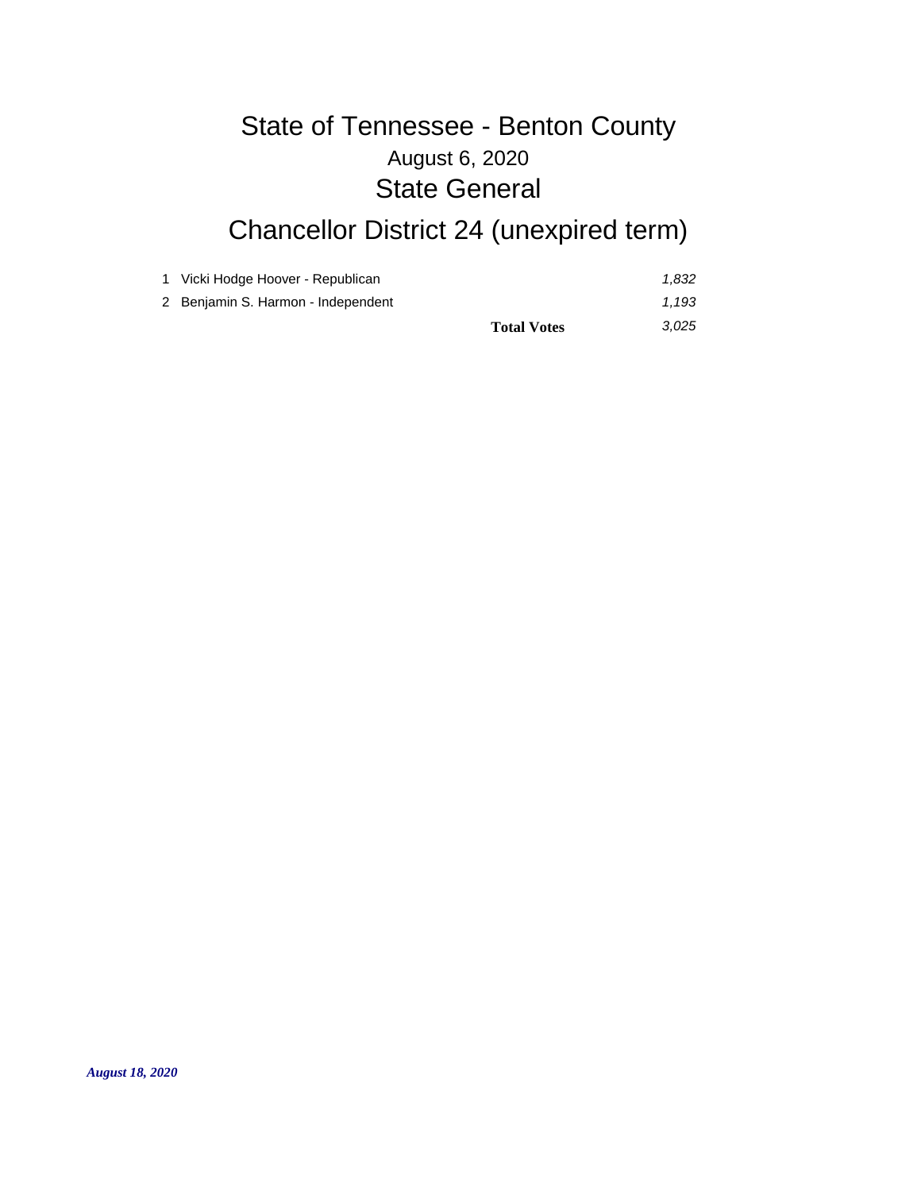# State of Tennessee - Benton County

## August 6, 2020

## State General

# Chancellor District 24 (unexpired term)

| | | |
|---|---|---|
| 1 | Vicki Hodge Hoover - Republican | *1,832* |
| 2 | Benjamin S. Harmon - Independent | *1,193* |
| | **Total Votes** | *3,025* |

***August 18, 2020***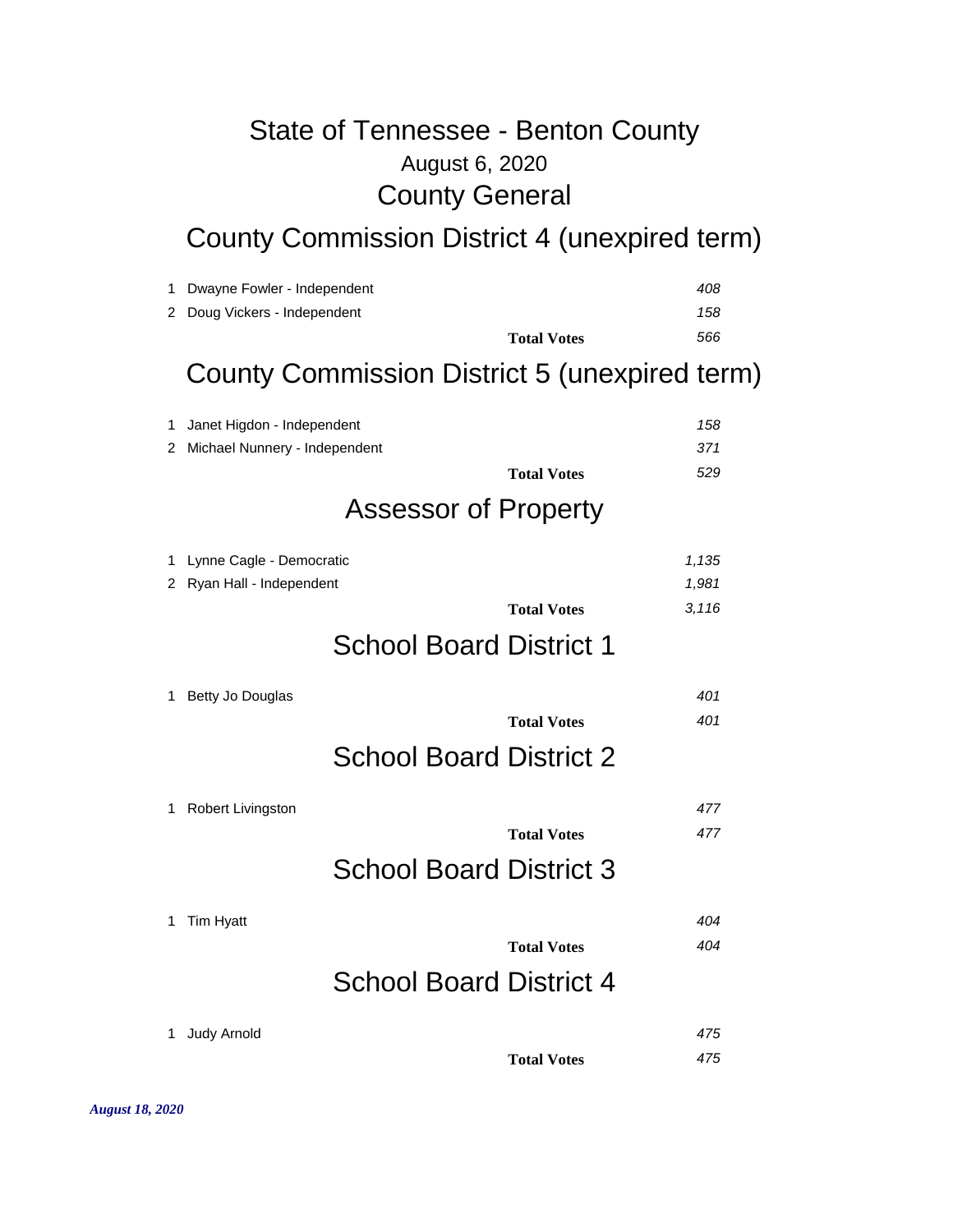# State of Tennessee - Benton County

August 6, 2020

## County General

### County Commission District 4 (unexpired term)

| | Candidate | Votes |
|---|---|---|
| 1 | Dwayne Fowler - Independent | *408* |
| 2 | Doug Vickers - Independent | *158* |
| | **Total Votes** | *566* |

### County Commission District 5 (unexpired term)

| | Candidate | Votes |
|---|---|---|
| 1 | Janet Higdon - Independent | *158* |
| 2 | Michael Nunnery - Independent | *371* |
| | **Total Votes** | *529* |

### Assessor of Property

| | Candidate | Votes |
|---|---|---|
| 1 | Lynne Cagle - Democratic | *1,135* |
| 2 | Ryan Hall - Independent | *1,981* |
| | **Total Votes** | *3,116* |

### School Board District 1

| | Candidate | Votes |
|---|---|---|
| 1 | Betty Jo Douglas | *401* |
| | **Total Votes** | *401* |

### School Board District 2

| | Candidate | Votes |
|---|---|---|
| 1 | Robert Livingston | *477* |
| | **Total Votes** | *477* |

### School Board District 3

| | Candidate | Votes |
|---|---|---|
| 1 | Tim Hyatt | *404* |
| | **Total Votes** | *404* |

### School Board District 4

| | Candidate | Votes |
|---|---|---|
| 1 | Judy Arnold | *475* |
| | **Total Votes** | *475* |

***August 18, 2020***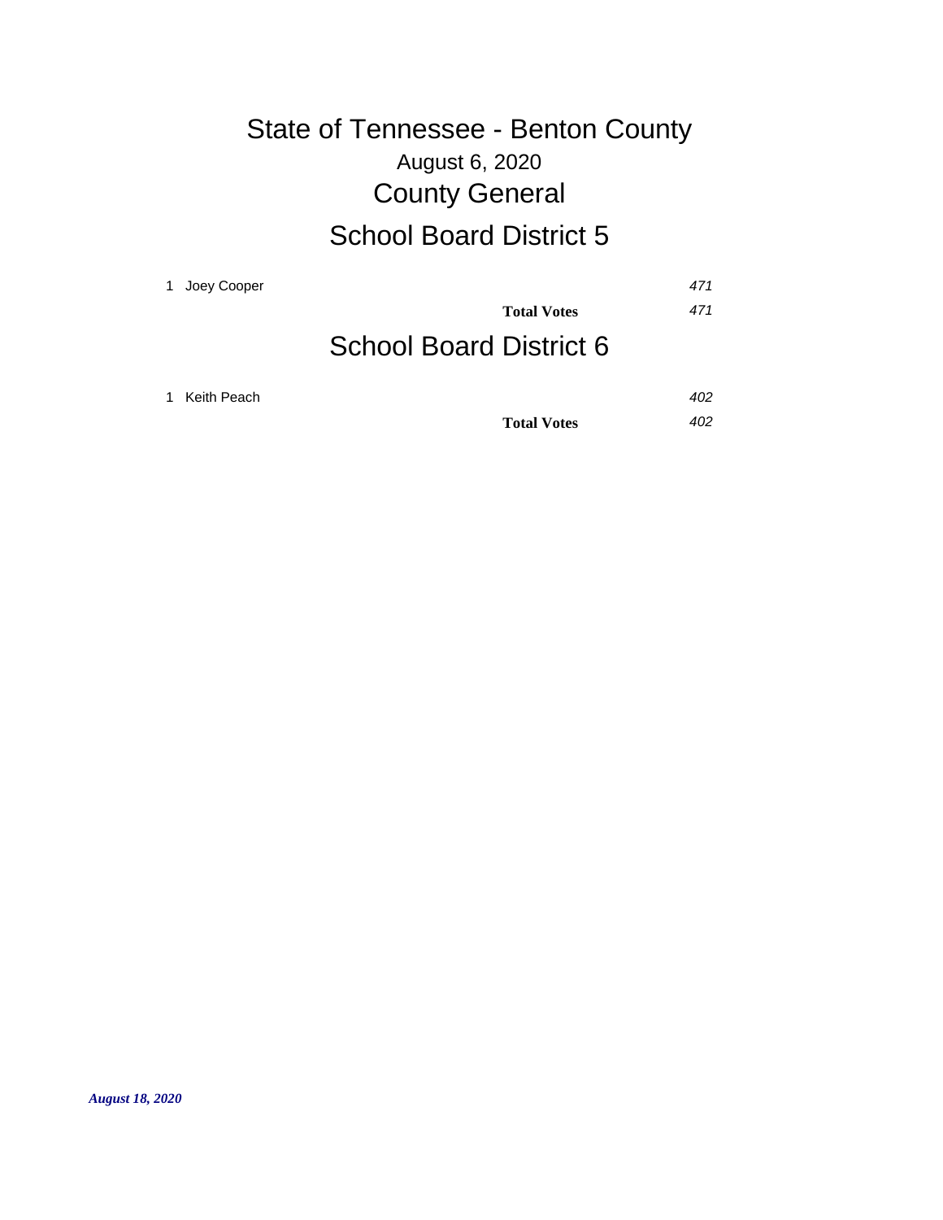# State of Tennessee - Benton County

August 6, 2020

## County General

## School Board District 5

| | Candidate | Votes |
|---|---|---|
| 1 | Joey Cooper | *471* |
| | **Total Votes** | *471* |

## School Board District 6

| | Candidate | Votes |
|---|---|---|
| 1 | Keith Peach | *402* |
| | **Total Votes** | *402* |

*August 18, 2020*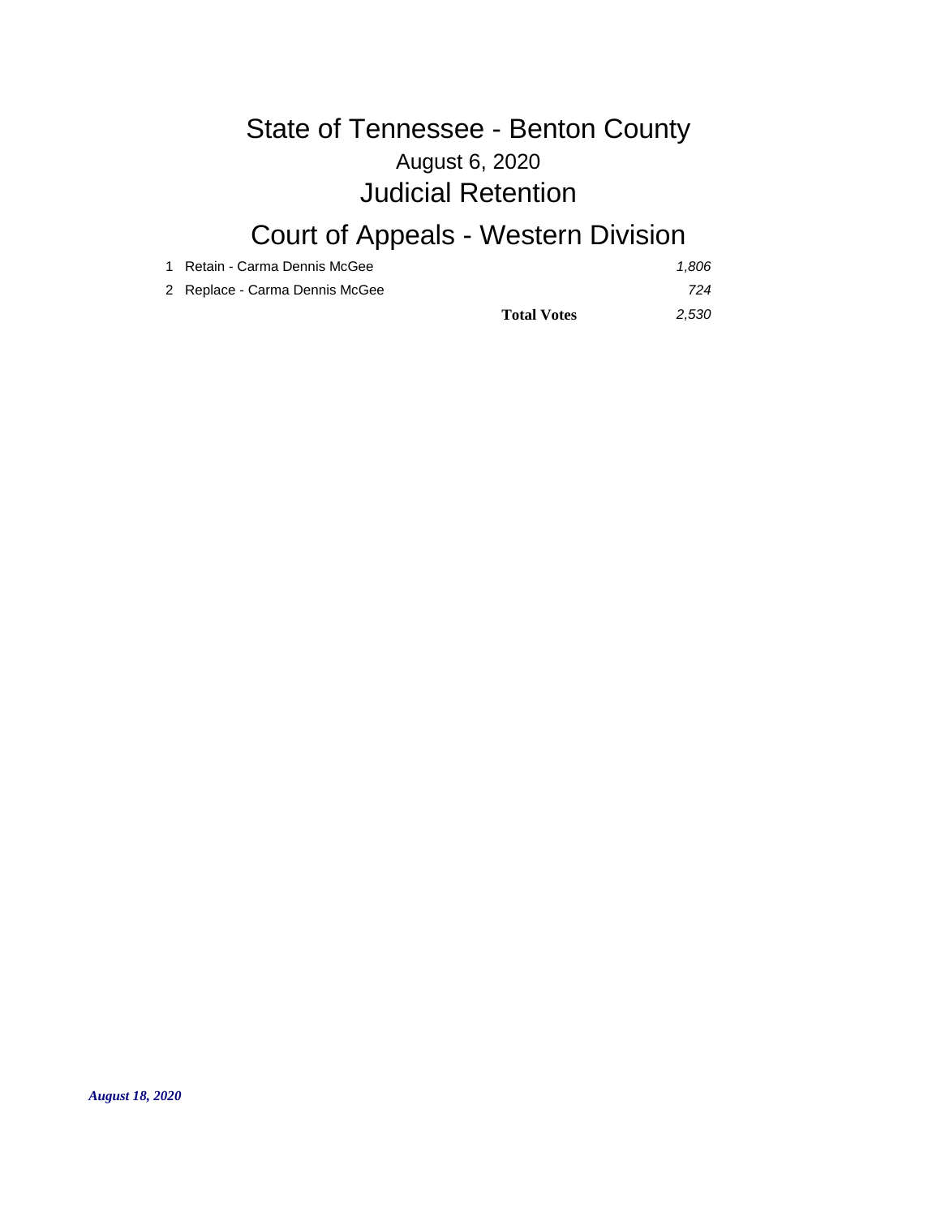# State of Tennessee - Benton County

August 6, 2020

## Judicial Retention

## Court of Appeals - Western Division

| | | |
|---|---|---|
| 1 | Retain - Carma Dennis McGee | *1,806* |
| 2 | Replace - Carma Dennis McGee | *724* |
| | **Total Votes** | *2,530* |

***August 18, 2020***